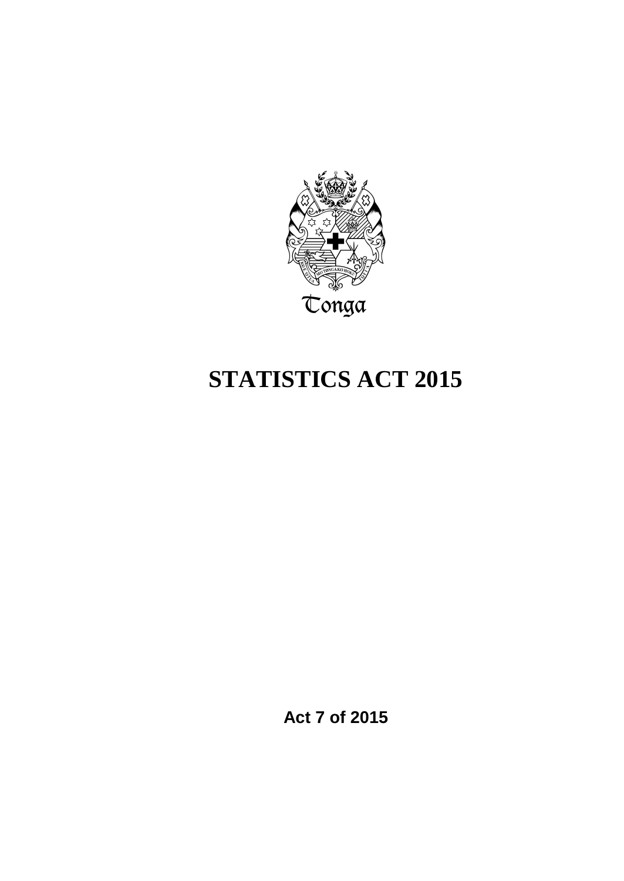Tonga

# STATISTICS ACT 2015

**Act 7 of 2015**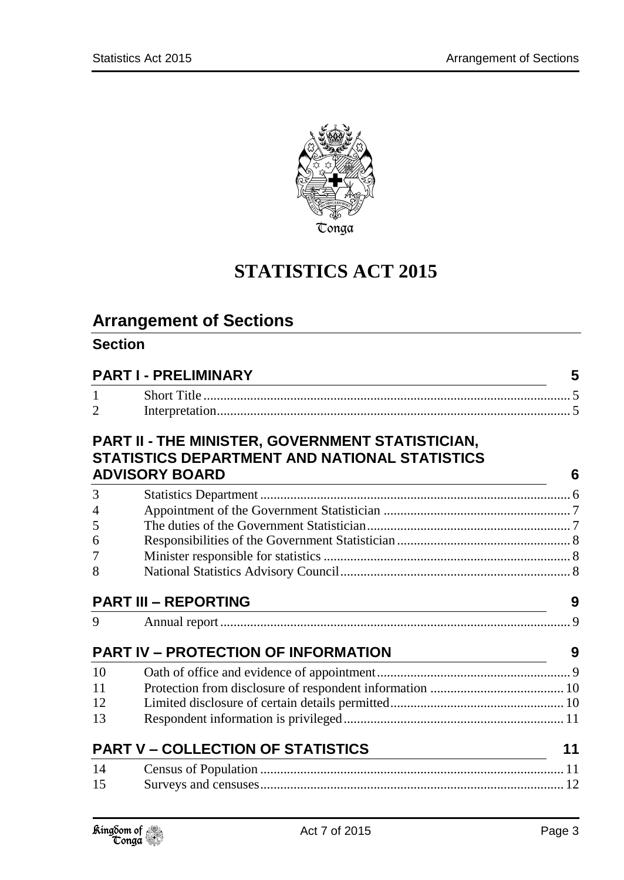Tonga

# STATISTICS ACT 2015

## Arrangement of Sections

### Section

| | | |
|---|---|---|
| **PART I - PRELIMINARY** | | **5** |
| 1 | Short Title | 5 |
| 2 | Interpretation | 5 |
| **PART II - THE MINISTER, GOVERNMENT STATISTICIAN, STATISTICS DEPARTMENT AND NATIONAL STATISTICS ADVISORY BOARD** | | **6** |
| 3 | Statistics Department | 6 |
| 4 | Appointment of the Government Statistician | 7 |
| 5 | The duties of the Government Statistician | 7 |
| 6 | Responsibilities of the Government Statistician | 8 |
| 7 | Minister responsible for statistics | 8 |
| 8 | National Statistics Advisory Council | 8 |
| **PART III – REPORTING** | | **9** |
| 9 | Annual report | 9 |
| **PART IV – PROTECTION OF INFORMATION** | | **9** |
| 10 | Oath of office and evidence of appointment | 9 |
| 11 | Protection from disclosure of respondent information | 10 |
| 12 | Limited disclosure of certain details permitted | 10 |
| 13 | Respondent information is privileged | 11 |
| **PART V – COLLECTION OF STATISTICS** | | **11** |
| 14 | Census of Population | 11 |
| 15 | Surveys and censuses | 12 |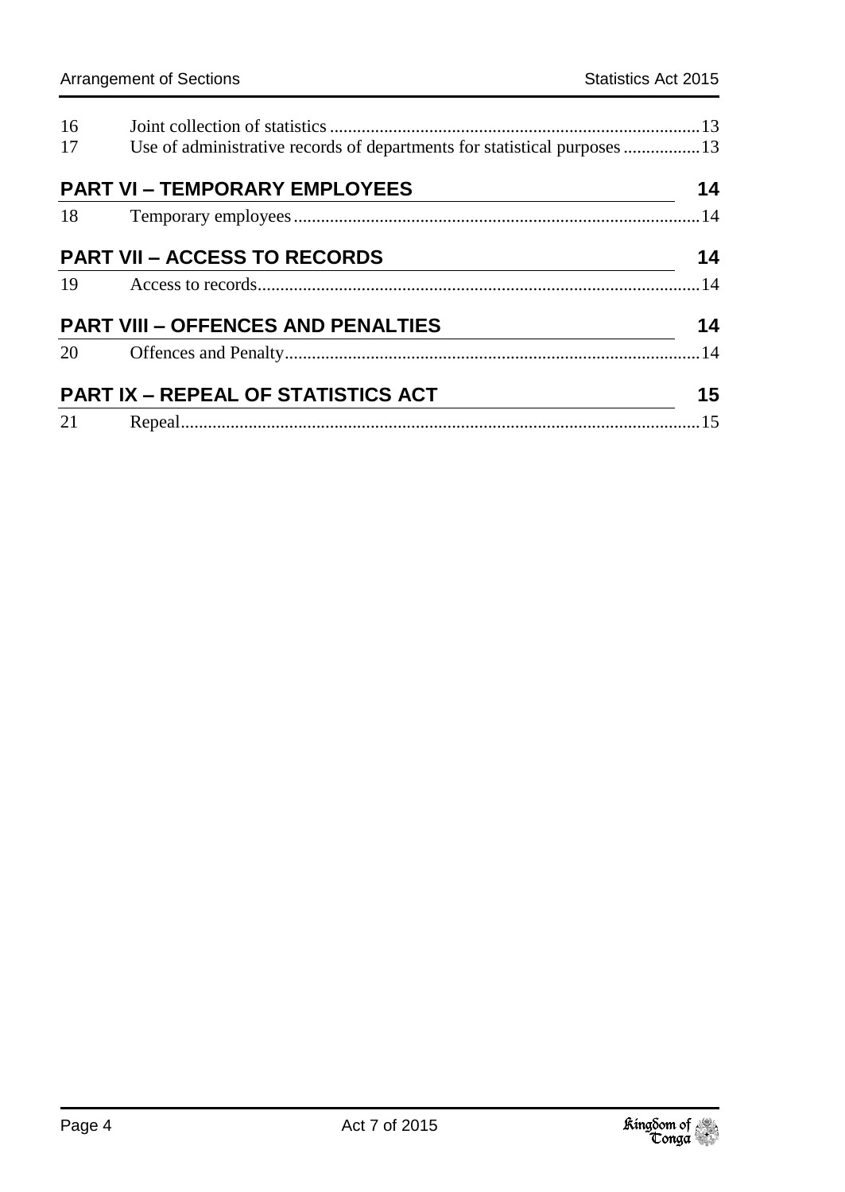| | | |
|---|---|---|
| 16 | Joint collection of statistics | 13 |
| 17 | Use of administrative records of departments for statistical purposes | 13 |

## PART VI – TEMPORARY EMPLOYEES 14

| | | |
|---|---|---|
| 18 | Temporary employees | 14 |

## PART VII – ACCESS TO RECORDS 14

| | | |
|---|---|---|
| 19 | Access to records | 14 |

## PART VIII – OFFENCES AND PENALTIES 14

| | | |
|---|---|---|
| 20 | Offences and Penalty | 14 |

## PART IX – REPEAL OF STATISTICS ACT 15

| | | |
|---|---|---|
| 21 | Repeal | 15 |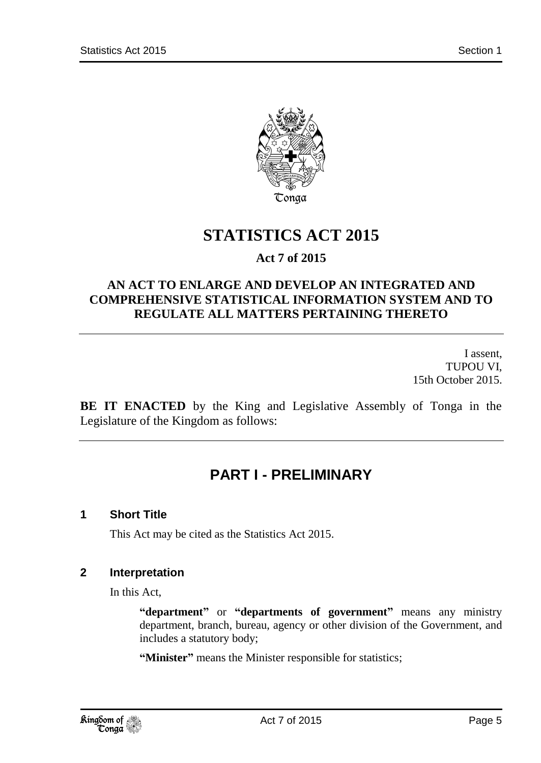# STATISTICS ACT 2015

**Act 7 of 2015**

**AN ACT TO ENLARGE AND DEVELOP AN INTEGRATED AND COMPREHENSIVE STATISTICAL INFORMATION SYSTEM AND TO REGULATE ALL MATTERS PERTAINING THERETO**

I assent,
TUPOU VI,
15th October 2015.

**BE IT ENACTED** by the King and Legislative Assembly of Tonga in the Legislature of the Kingdom as follows:

## PART I - PRELIMINARY

### 1 Short Title

This Act may be cited as the Statistics Act 2015.

### 2 Interpretation

In this Act,

**"department"** or **"departments of government"** means any ministry department, branch, bureau, agency or other division of the Government, and includes a statutory body;

**"Minister"** means the Minister responsible for statistics;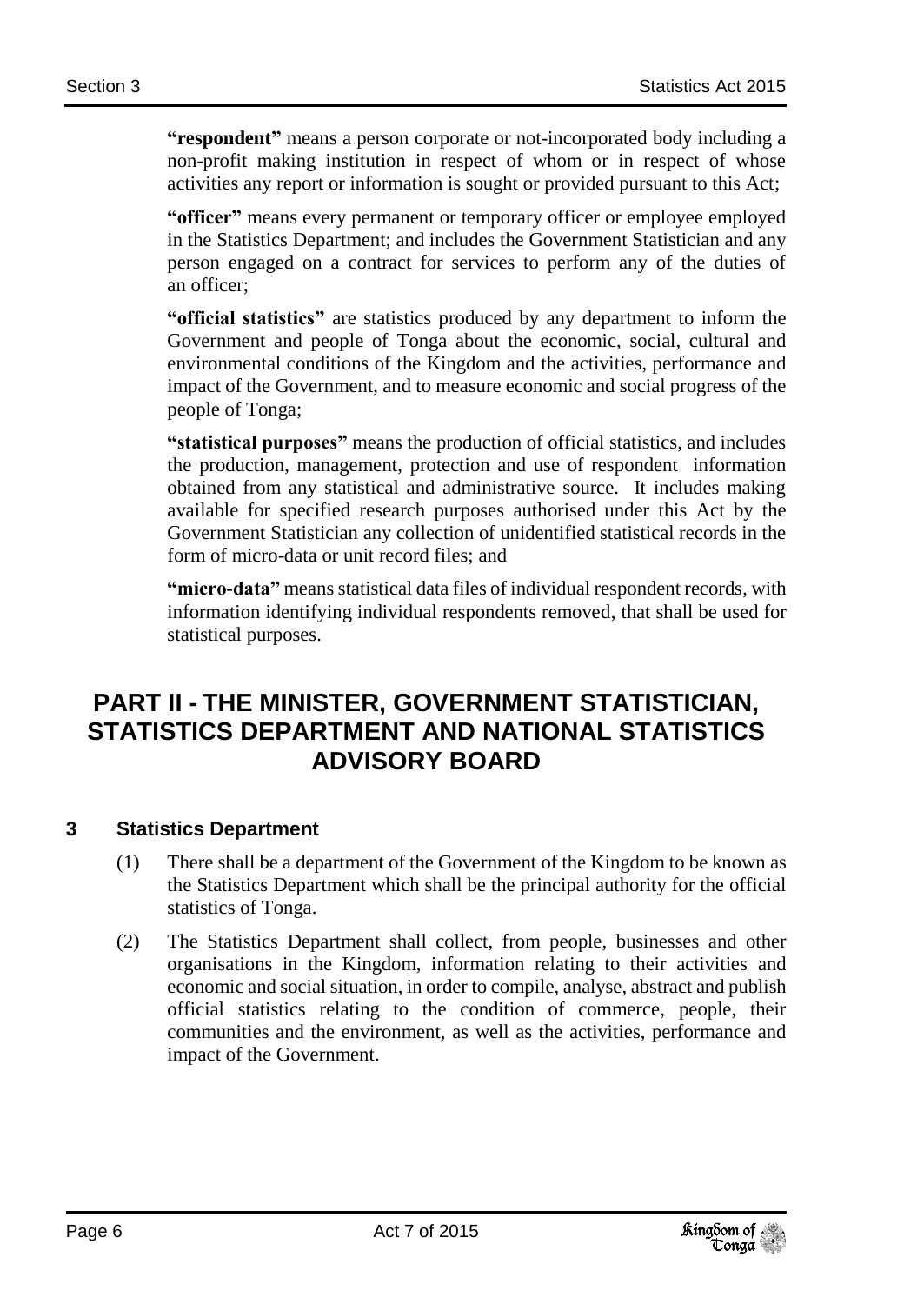**"respondent"** means a person corporate or not-incorporated body including a non-profit making institution in respect of whom or in respect of whose activities any report or information is sought or provided pursuant to this Act;

**"officer"** means every permanent or temporary officer or employee employed in the Statistics Department; and includes the Government Statistician and any person engaged on a contract for services to perform any of the duties of an officer;

**"official statistics"** are statistics produced by any department to inform the Government and people of Tonga about the economic, social, cultural and environmental conditions of the Kingdom and the activities, performance and impact of the Government, and to measure economic and social progress of the people of Tonga;

**"statistical purposes"** means the production of official statistics, and includes the production, management, protection and use of respondent information obtained from any statistical and administrative source. It includes making available for specified research purposes authorised under this Act by the Government Statistician any collection of unidentified statistical records in the form of micro-data or unit record files; and

**"micro-data"** means statistical data files of individual respondent records, with information identifying individual respondents removed, that shall be used for statistical purposes.

# PART II - THE MINISTER, GOVERNMENT STATISTICIAN, STATISTICS DEPARTMENT AND NATIONAL STATISTICS ADVISORY BOARD

## 3 Statistics Department

(1) There shall be a department of the Government of the Kingdom to be known as the Statistics Department which shall be the principal authority for the official statistics of Tonga.

(2) The Statistics Department shall collect, from people, businesses and other organisations in the Kingdom, information relating to their activities and economic and social situation, in order to compile, analyse, abstract and publish official statistics relating to the condition of commerce, people, their communities and the environment, as well as the activities, performance and impact of the Government.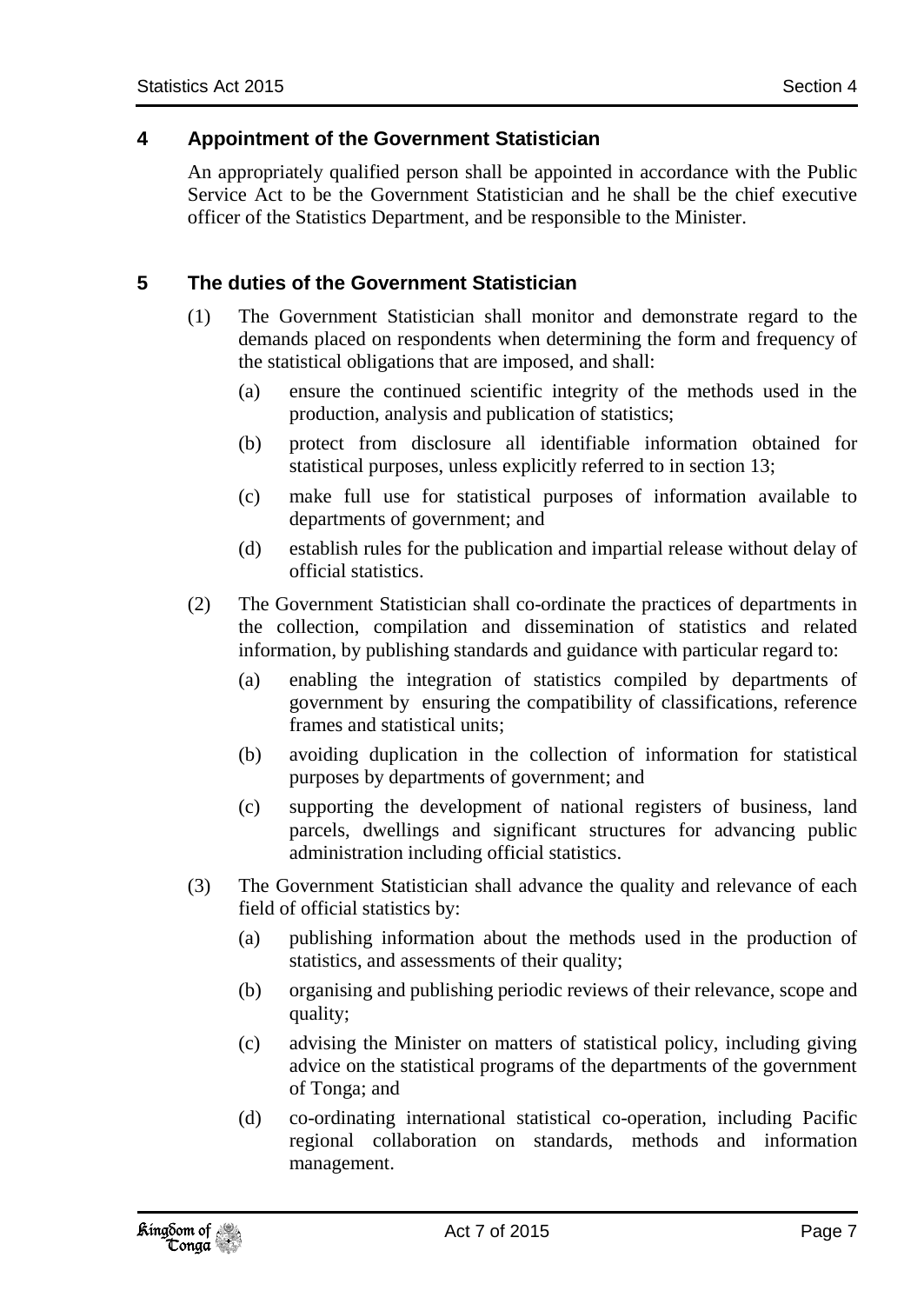## 4 Appointment of the Government Statistician

An appropriately qualified person shall be appointed in accordance with the Public Service Act to be the Government Statistician and he shall be the chief executive officer of the Statistics Department, and be responsible to the Minister.

## 5 The duties of the Government Statistician

(1) The Government Statistician shall monitor and demonstrate regard to the demands placed on respondents when determining the form and frequency of the statistical obligations that are imposed, and shall:

(a) ensure the continued scientific integrity of the methods used in the production, analysis and publication of statistics;

(b) protect from disclosure all identifiable information obtained for statistical purposes, unless explicitly referred to in section 13;

(c) make full use for statistical purposes of information available to departments of government; and

(d) establish rules for the publication and impartial release without delay of official statistics.

(2) The Government Statistician shall co-ordinate the practices of departments in the collection, compilation and dissemination of statistics and related information, by publishing standards and guidance with particular regard to:

(a) enabling the integration of statistics compiled by departments of government by ensuring the compatibility of classifications, reference frames and statistical units;

(b) avoiding duplication in the collection of information for statistical purposes by departments of government; and

(c) supporting the development of national registers of business, land parcels, dwellings and significant structures for advancing public administration including official statistics.

(3) The Government Statistician shall advance the quality and relevance of each field of official statistics by:

(a) publishing information about the methods used in the production of statistics, and assessments of their quality;

(b) organising and publishing periodic reviews of their relevance, scope and quality;

(c) advising the Minister on matters of statistical policy, including giving advice on the statistical programs of the departments of the government of Tonga; and

(d) co-ordinating international statistical co-operation, including Pacific regional collaboration on standards, methods and information management.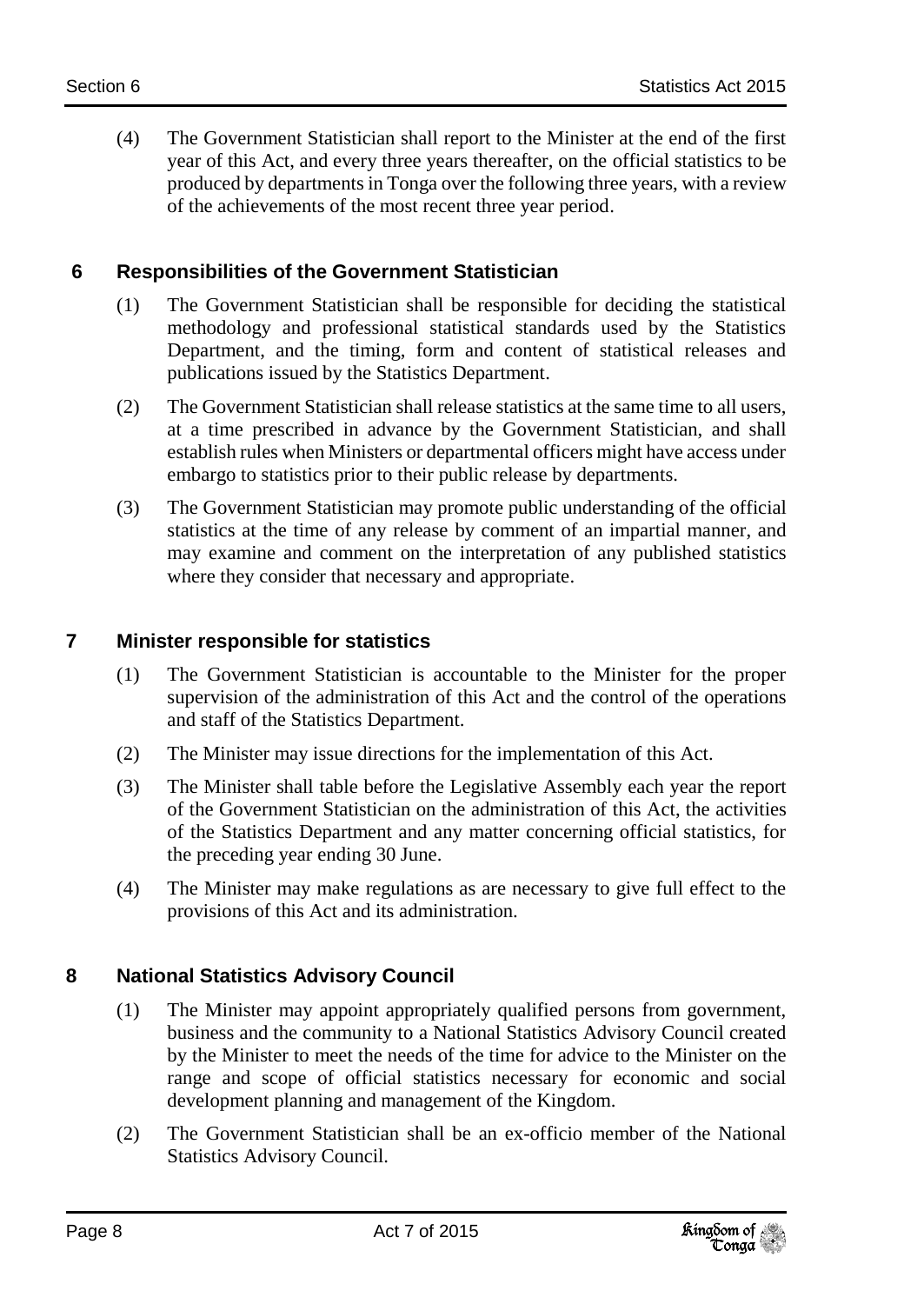(4) The Government Statistician shall report to the Minister at the end of the first year of this Act, and every three years thereafter, on the official statistics to be produced by departments in Tonga over the following three years, with a review of the achievements of the most recent three year period.

## 6 Responsibilities of the Government Statistician

(1) The Government Statistician shall be responsible for deciding the statistical methodology and professional statistical standards used by the Statistics Department, and the timing, form and content of statistical releases and publications issued by the Statistics Department.

(2) The Government Statistician shall release statistics at the same time to all users, at a time prescribed in advance by the Government Statistician, and shall establish rules when Ministers or departmental officers might have access under embargo to statistics prior to their public release by departments.

(3) The Government Statistician may promote public understanding of the official statistics at the time of any release by comment of an impartial manner, and may examine and comment on the interpretation of any published statistics where they consider that necessary and appropriate.

## 7 Minister responsible for statistics

(1) The Government Statistician is accountable to the Minister for the proper supervision of the administration of this Act and the control of the operations and staff of the Statistics Department.

(2) The Minister may issue directions for the implementation of this Act.

(3) The Minister shall table before the Legislative Assembly each year the report of the Government Statistician on the administration of this Act, the activities of the Statistics Department and any matter concerning official statistics, for the preceding year ending 30 June.

(4) The Minister may make regulations as are necessary to give full effect to the provisions of this Act and its administration.

## 8 National Statistics Advisory Council

(1) The Minister may appoint appropriately qualified persons from government, business and the community to a National Statistics Advisory Council created by the Minister to meet the needs of the time for advice to the Minister on the range and scope of official statistics necessary for economic and social development planning and management of the Kingdom.

(2) The Government Statistician shall be an ex-officio member of the National Statistics Advisory Council.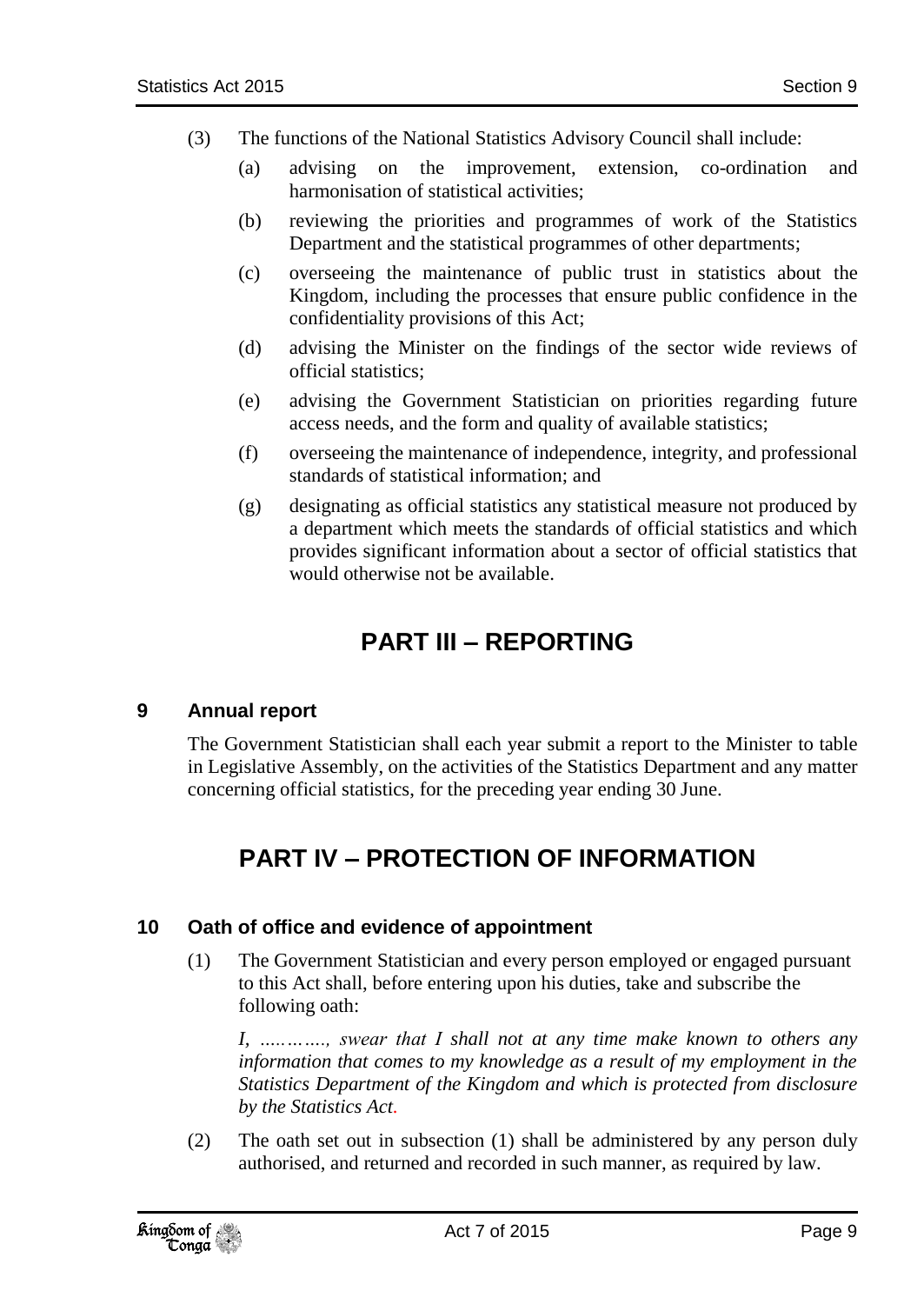(3) The functions of the National Statistics Advisory Council shall include:

(a) advising on the improvement, extension, co-ordination and harmonisation of statistical activities;

(b) reviewing the priorities and programmes of work of the Statistics Department and the statistical programmes of other departments;

(c) overseeing the maintenance of public trust in statistics about the Kingdom, including the processes that ensure public confidence in the confidentiality provisions of this Act;

(d) advising the Minister on the findings of the sector wide reviews of official statistics;

(e) advising the Government Statistician on priorities regarding future access needs, and the form and quality of available statistics;

(f) overseeing the maintenance of independence, integrity, and professional standards of statistical information; and

(g) designating as official statistics any statistical measure not produced by a department which meets the standards of official statistics and which provides significant information about a sector of official statistics that would otherwise not be available.

# PART III – REPORTING

### 9 Annual report

The Government Statistician shall each year submit a report to the Minister to table in Legislative Assembly, on the activities of the Statistics Department and any matter concerning official statistics, for the preceding year ending 30 June.

# PART IV – PROTECTION OF INFORMATION

### 10 Oath of office and evidence of appointment

(1) The Government Statistician and every person employed or engaged pursuant to this Act shall, before entering upon his duties, take and subscribe the following oath:

*I, …………, swear that I shall not at any time make known to others any information that comes to my knowledge as a result of my employment in the Statistics Department of the Kingdom and which is protected from disclosure by the Statistics Act.*

(2) The oath set out in subsection (1) shall be administered by any person duly authorised, and returned and recorded in such manner, as required by law.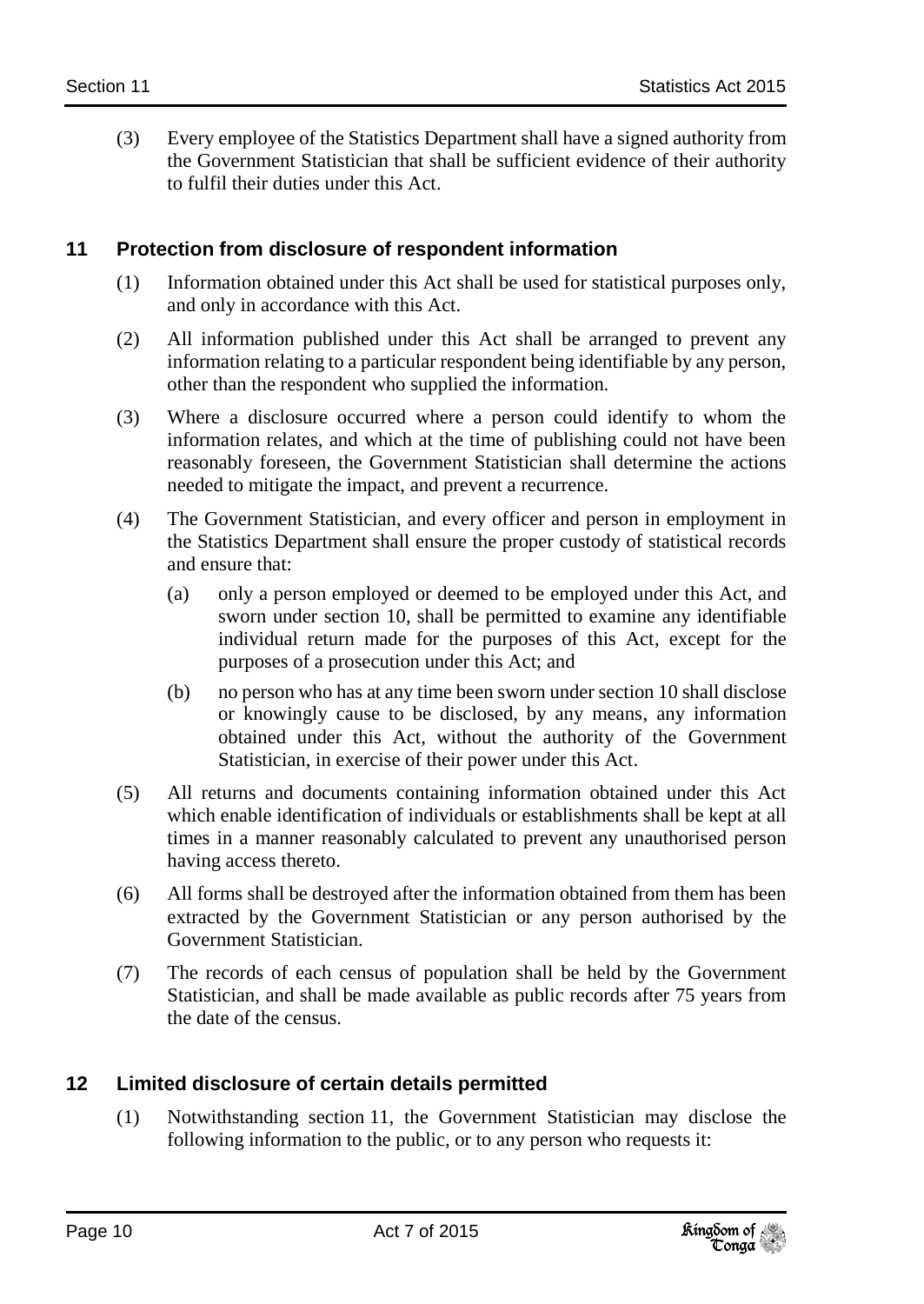(3) Every employee of the Statistics Department shall have a signed authority from the Government Statistician that shall be sufficient evidence of their authority to fulfil their duties under this Act.

## 11 Protection from disclosure of respondent information

(1) Information obtained under this Act shall be used for statistical purposes only, and only in accordance with this Act.

(2) All information published under this Act shall be arranged to prevent any information relating to a particular respondent being identifiable by any person, other than the respondent who supplied the information.

(3) Where a disclosure occurred where a person could identify to whom the information relates, and which at the time of publishing could not have been reasonably foreseen, the Government Statistician shall determine the actions needed to mitigate the impact, and prevent a recurrence.

(4) The Government Statistician, and every officer and person in employment in the Statistics Department shall ensure the proper custody of statistical records and ensure that:

- (a) only a person employed or deemed to be employed under this Act, and sworn under section 10, shall be permitted to examine any identifiable individual return made for the purposes of this Act, except for the purposes of a prosecution under this Act; and
- (b) no person who has at any time been sworn under section 10 shall disclose or knowingly cause to be disclosed, by any means, any information obtained under this Act, without the authority of the Government Statistician, in exercise of their power under this Act.

(5) All returns and documents containing information obtained under this Act which enable identification of individuals or establishments shall be kept at all times in a manner reasonably calculated to prevent any unauthorised person having access thereto.

(6) All forms shall be destroyed after the information obtained from them has been extracted by the Government Statistician or any person authorised by the Government Statistician.

(7) The records of each census of population shall be held by the Government Statistician, and shall be made available as public records after 75 years from the date of the census.

## 12 Limited disclosure of certain details permitted

(1) Notwithstanding section 11, the Government Statistician may disclose the following information to the public, or to any person who requests it: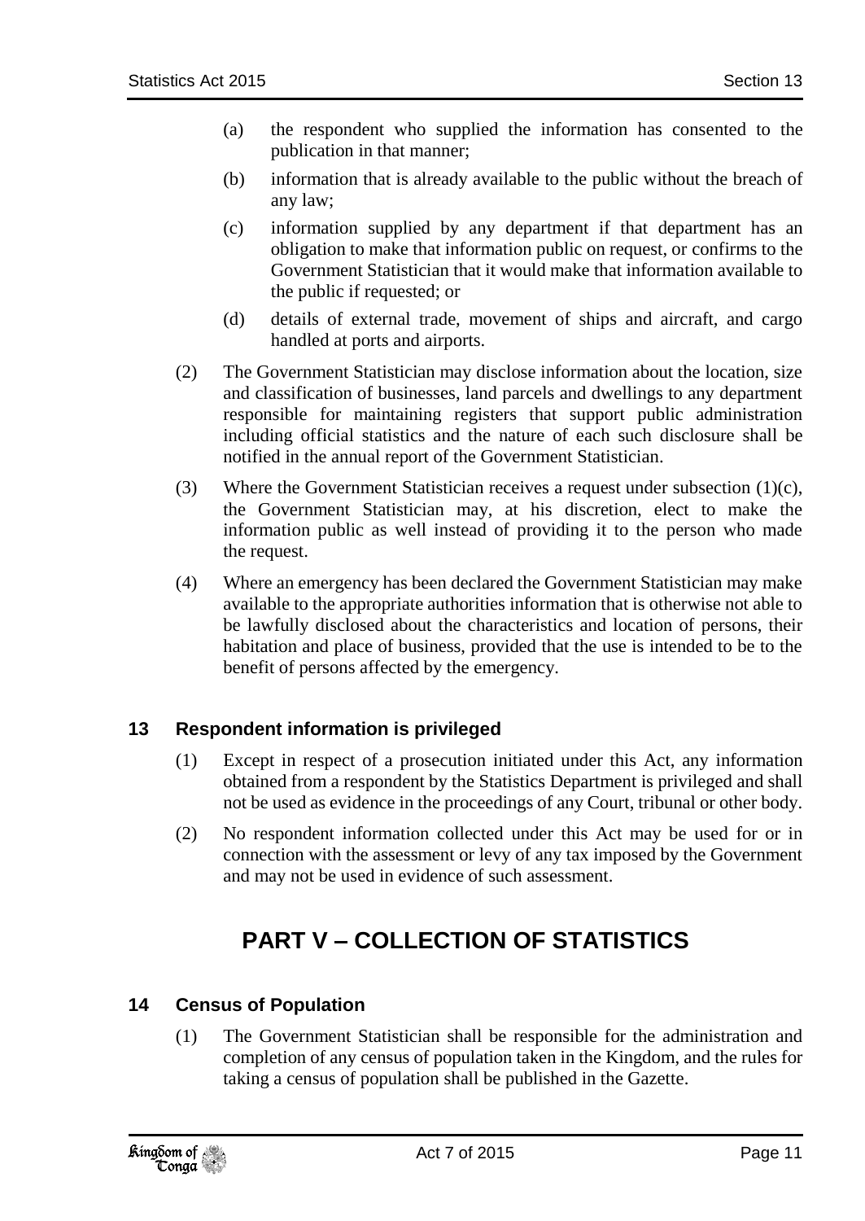(a) the respondent who supplied the information has consented to the publication in that manner;

(b) information that is already available to the public without the breach of any law;

(c) information supplied by any department if that department has an obligation to make that information public on request, or confirms to the Government Statistician that it would make that information available to the public if requested; or

(d) details of external trade, movement of ships and aircraft, and cargo handled at ports and airports.

(2) The Government Statistician may disclose information about the location, size and classification of businesses, land parcels and dwellings to any department responsible for maintaining registers that support public administration including official statistics and the nature of each such disclosure shall be notified in the annual report of the Government Statistician.

(3) Where the Government Statistician receives a request under subsection (1)(c), the Government Statistician may, at his discretion, elect to make the information public as well instead of providing it to the person who made the request.

(4) Where an emergency has been declared the Government Statistician may make available to the appropriate authorities information that is otherwise not able to be lawfully disclosed about the characteristics and location of persons, their habitation and place of business, provided that the use is intended to be to the benefit of persons affected by the emergency.

### 13 Respondent information is privileged

(1) Except in respect of a prosecution initiated under this Act, any information obtained from a respondent by the Statistics Department is privileged and shall not be used as evidence in the proceedings of any Court, tribunal or other body.

(2) No respondent information collected under this Act may be used for or in connection with the assessment or levy of any tax imposed by the Government and may not be used in evidence of such assessment.

## PART V – COLLECTION OF STATISTICS

### 14 Census of Population

(1) The Government Statistician shall be responsible for the administration and completion of any census of population taken in the Kingdom, and the rules for taking a census of population shall be published in the Gazette.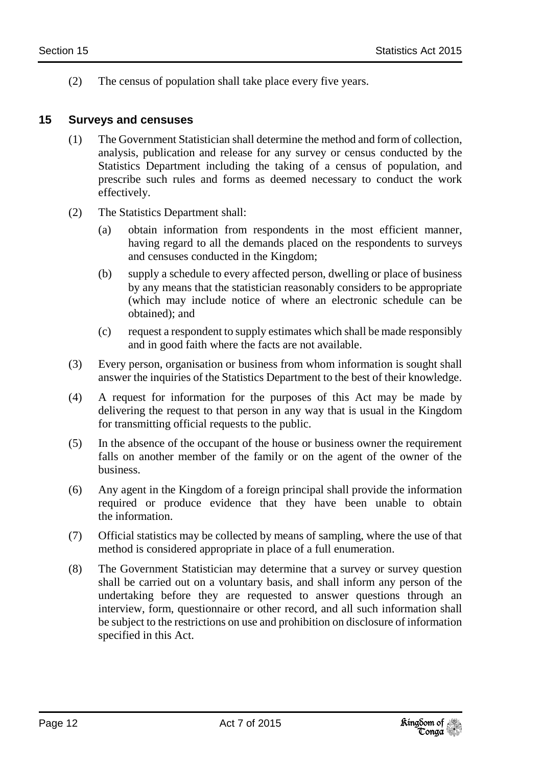(2) The census of population shall take place every five years.

## 15 Surveys and censuses

(1) The Government Statistician shall determine the method and form of collection, analysis, publication and release for any survey or census conducted by the Statistics Department including the taking of a census of population, and prescribe such rules and forms as deemed necessary to conduct the work effectively.

(2) The Statistics Department shall:

(a) obtain information from respondents in the most efficient manner, having regard to all the demands placed on the respondents to surveys and censuses conducted in the Kingdom;

(b) supply a schedule to every affected person, dwelling or place of business by any means that the statistician reasonably considers to be appropriate (which may include notice of where an electronic schedule can be obtained); and

(c) request a respondent to supply estimates which shall be made responsibly and in good faith where the facts are not available.

(3) Every person, organisation or business from whom information is sought shall answer the inquiries of the Statistics Department to the best of their knowledge.

(4) A request for information for the purposes of this Act may be made by delivering the request to that person in any way that is usual in the Kingdom for transmitting official requests to the public.

(5) In the absence of the occupant of the house or business owner the requirement falls on another member of the family or on the agent of the owner of the business.

(6) Any agent in the Kingdom of a foreign principal shall provide the information required or produce evidence that they have been unable to obtain the information.

(7) Official statistics may be collected by means of sampling, where the use of that method is considered appropriate in place of a full enumeration.

(8) The Government Statistician may determine that a survey or survey question shall be carried out on a voluntary basis, and shall inform any person of the undertaking before they are requested to answer questions through an interview, form, questionnaire or other record, and all such information shall be subject to the restrictions on use and prohibition on disclosure of information specified in this Act.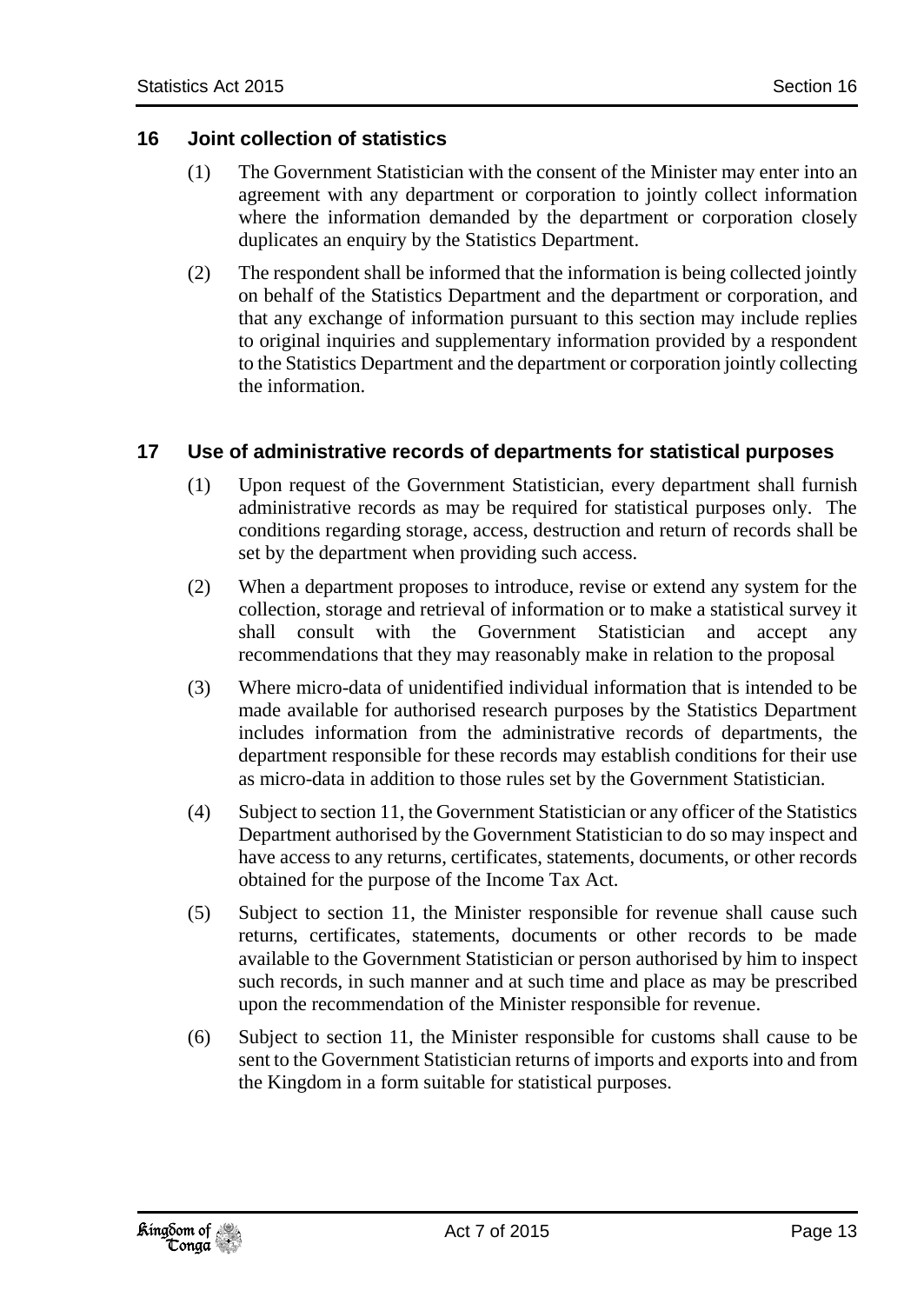### 16 Joint collection of statistics

(1) The Government Statistician with the consent of the Minister may enter into an agreement with any department or corporation to jointly collect information where the information demanded by the department or corporation closely duplicates an enquiry by the Statistics Department.

(2) The respondent shall be informed that the information is being collected jointly on behalf of the Statistics Department and the department or corporation, and that any exchange of information pursuant to this section may include replies to original inquiries and supplementary information provided by a respondent to the Statistics Department and the department or corporation jointly collecting the information.

### 17 Use of administrative records of departments for statistical purposes

(1) Upon request of the Government Statistician, every department shall furnish administrative records as may be required for statistical purposes only. The conditions regarding storage, access, destruction and return of records shall be set by the department when providing such access.

(2) When a department proposes to introduce, revise or extend any system for the collection, storage and retrieval of information or to make a statistical survey it shall consult with the Government Statistician and accept any recommendations that they may reasonably make in relation to the proposal

(3) Where micro-data of unidentified individual information that is intended to be made available for authorised research purposes by the Statistics Department includes information from the administrative records of departments, the department responsible for these records may establish conditions for their use as micro-data in addition to those rules set by the Government Statistician.

(4) Subject to section 11, the Government Statistician or any officer of the Statistics Department authorised by the Government Statistician to do so may inspect and have access to any returns, certificates, statements, documents, or other records obtained for the purpose of the Income Tax Act.

(5) Subject to section 11, the Minister responsible for revenue shall cause such returns, certificates, statements, documents or other records to be made available to the Government Statistician or person authorised by him to inspect such records, in such manner and at such time and place as may be prescribed upon the recommendation of the Minister responsible for revenue.

(6) Subject to section 11, the Minister responsible for customs shall cause to be sent to the Government Statistician returns of imports and exports into and from the Kingdom in a form suitable for statistical purposes.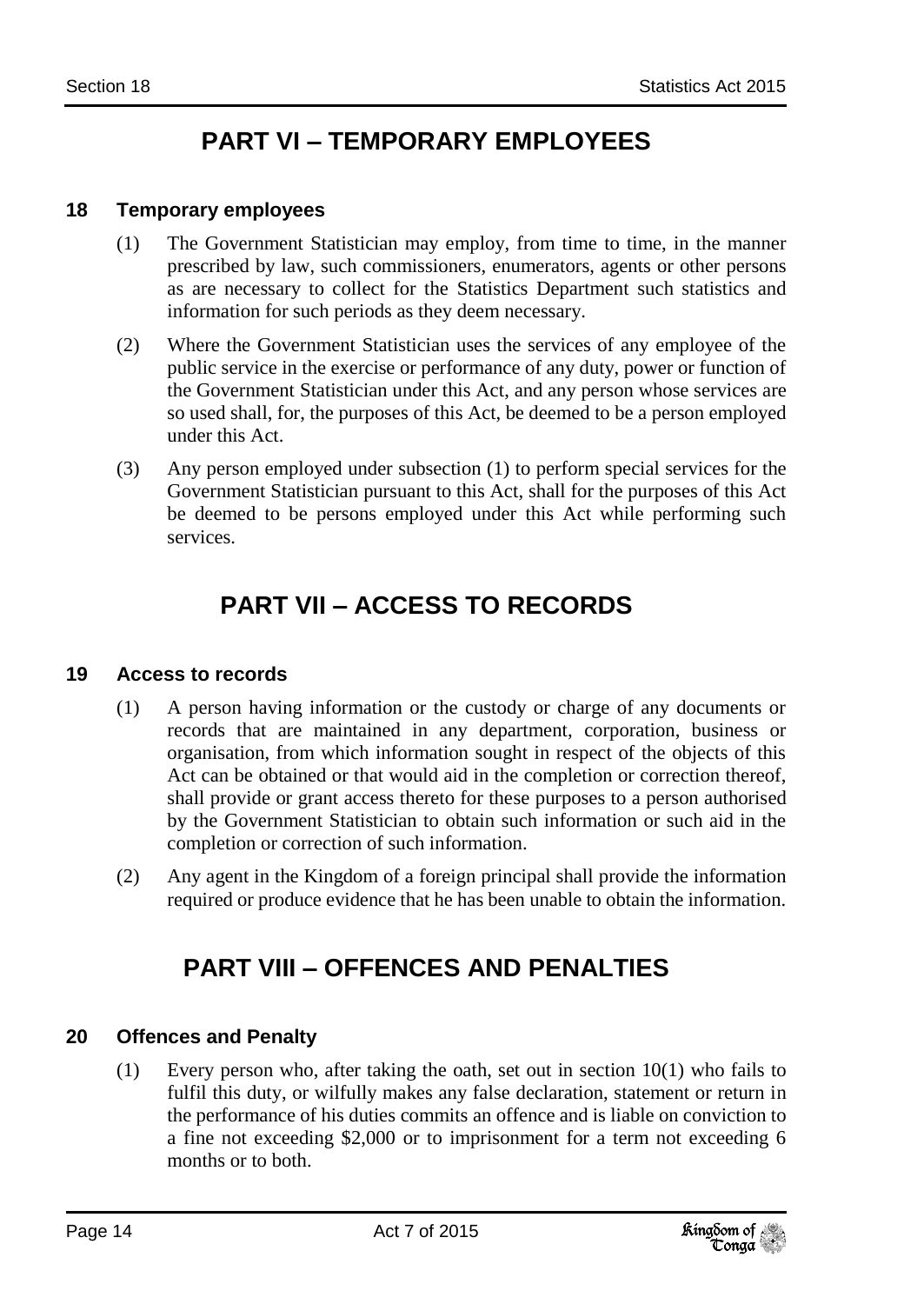# PART VI – TEMPORARY EMPLOYEES

### 18 Temporary employees

(1) The Government Statistician may employ, from time to time, in the manner prescribed by law, such commissioners, enumerators, agents or other persons as are necessary to collect for the Statistics Department such statistics and information for such periods as they deem necessary.

(2) Where the Government Statistician uses the services of any employee of the public service in the exercise or performance of any duty, power or function of the Government Statistician under this Act, and any person whose services are so used shall, for, the purposes of this Act, be deemed to be a person employed under this Act.

(3) Any person employed under subsection (1) to perform special services for the Government Statistician pursuant to this Act, shall for the purposes of this Act be deemed to be persons employed under this Act while performing such services.

# PART VII – ACCESS TO RECORDS

### 19 Access to records

(1) A person having information or the custody or charge of any documents or records that are maintained in any department, corporation, business or organisation, from which information sought in respect of the objects of this Act can be obtained or that would aid in the completion or correction thereof, shall provide or grant access thereto for these purposes to a person authorised by the Government Statistician to obtain such information or such aid in the completion or correction of such information.

(2) Any agent in the Kingdom of a foreign principal shall provide the information required or produce evidence that he has been unable to obtain the information.

# PART VIII – OFFENCES AND PENALTIES

### 20 Offences and Penalty

(1) Every person who, after taking the oath, set out in section 10(1) who fails to fulfil this duty, or wilfully makes any false declaration, statement or return in the performance of his duties commits an offence and is liable on conviction to a fine not exceeding $2,000 or to imprisonment for a term not exceeding 6 months or to both.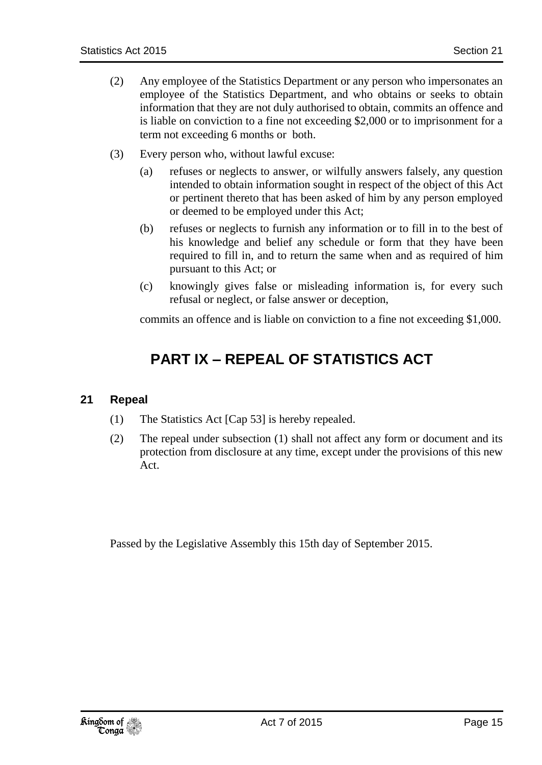(2) Any employee of the Statistics Department or any person who impersonates an employee of the Statistics Department, and who obtains or seeks to obtain information that they are not duly authorised to obtain, commits an offence and is liable on conviction to a fine not exceeding $2,000 or to imprisonment for a term not exceeding 6 months or both.

(3) Every person who, without lawful excuse:

(a) refuses or neglects to answer, or wilfully answers falsely, any question intended to obtain information sought in respect of the object of this Act or pertinent thereto that has been asked of him by any person employed or deemed to be employed under this Act;

(b) refuses or neglects to furnish any information or to fill in to the best of his knowledge and belief any schedule or form that they have been required to fill in, and to return the same when and as required of him pursuant to this Act; or

(c) knowingly gives false or misleading information is, for every such refusal or neglect, or false answer or deception,

commits an offence and is liable on conviction to a fine not exceeding $1,000.

# PART IX – REPEAL OF STATISTICS ACT

## 21 Repeal

(1) The Statistics Act [Cap 53] is hereby repealed.

(2) The repeal under subsection (1) shall not affect any form or document and its protection from disclosure at any time, except under the provisions of this new Act.

Passed by the Legislative Assembly this 15th day of September 2015.